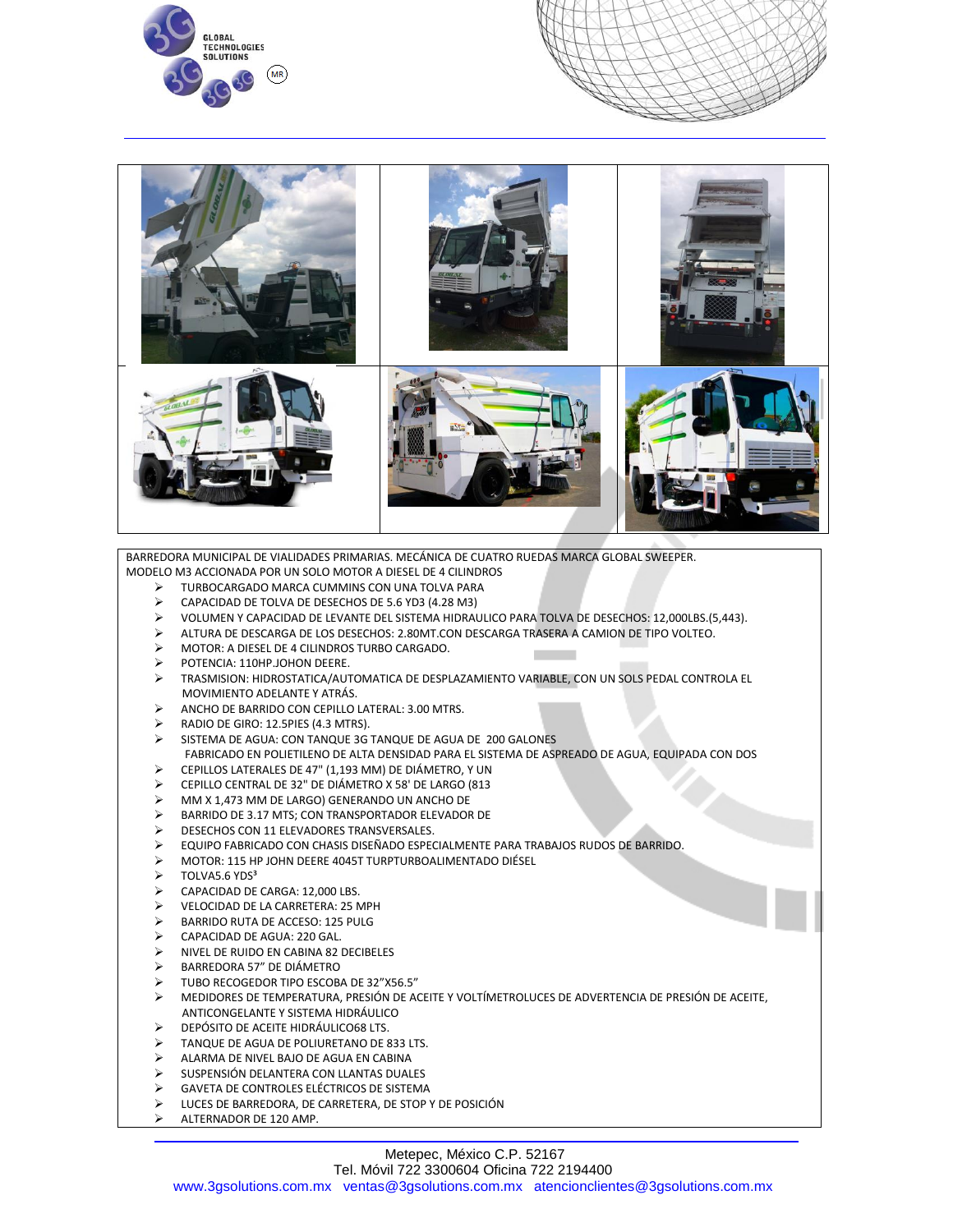BARREDORA MUNICIPAL DE VIALIDADES PRIMARIAS. MECÁNICA DE CUATRO RUEDAS MARCA GLOBAL SWEEPER. MODELO M3 ACCIONADA POR UN SOLO MOTOR A DIESEL DE 4 CILINDROS

- TURBOCARGADO MARCA CUMMINS CON UNA TOLVA PARA
- CAPACIDAD DE TOLVA DE DESECHOS DE 5.6 YD3 (4.28 M3)
- VOLUMEN Y CAPACIDAD DE LEVANTE DEL SISTEMA HIDRAULICO PARA TOLVA DE DESECHOS: 12,000LBS.(5,443).
- ALTURA DE DESCARGA DE LOS DESECHOS: 2.80MT.CON DESCARGA TRASERA A CAMION DE TIPO VOLTEO.
- MOTOR: A DIESEL DE 4 CILINDROS TURBO CARGADO.
- POTENCIA: 110HP.JOHON DEERE.
- TRASMISION: HIDROSTATICA/AUTOMATICA DE DESPLAZAMIENTO VARIABLE, CON UN SOLS PEDAL CONTROLA EL MOVIMIENTO ADELANTE Y ATRÁS.
- ANCHO DE BARRIDO CON CEPILLO LATERAL: 3.00 MTRS.
- RADIO DE GIRO: 12.5PIES (4.3 MTRS).
- SISTEMA DE AGUA: CON TANQUE 3G TANQUE DE AGUA DE 200 GALONES FABRICADO EN POLIETILENO DE ALTA DENSIDAD PARA EL SISTEMA DE ASPREADO DE AGUA, EQUIPADA CON DOS
- CEPILLOS LATERALES DE 47" (1,193 MM) DE DIÁMETRO, Y UN
- CEPILLO CENTRAL DE 32" DE DIÁMETRO X 58' DE LARGO (813
- MM X 1,473 MM DE LARGO) GENERANDO UN ANCHO DE
- BARRIDO DE 3.17 MTS; CON TRANSPORTADOR ELEVADOR DE
- DESECHOS CON 11 ELEVADORES TRANSVERSALES.
- EQUIPO FABRICADO CON CHASIS DISEÑADO ESPECIALMENTE PARA TRABAJOS RUDOS DE BARRIDO.
- MOTOR: 115 HP JOHN DEERE 4045T TURPTURBOALIMENTADO DIÉSEL
- TOLVA5.6 YDS³
- CAPACIDAD DE CARGA: 12,000 LBS.
- VELOCIDAD DE LA CARRETERA: 25 MPH
- BARRIDO RUTA DE ACCESO: 125 PULG
- CAPACIDAD DE AGUA: 220 GAL.
- NIVEL DE RUIDO EN CABINA 82 DECIBELES
- BARREDORA 57" DE DIÁMETRO
- TUBO RECOGEDOR TIPO ESCOBA DE 32"X56.5"
- MEDIDORES DE TEMPERATURA, PRESIÓN DE ACEITE Y VOLTÍMETROLUCES DE ADVERTENCIA DE PRESIÓN DE ACEITE, ANTICONGELANTE Y SISTEMA HIDRÁULICO
- DEPÓSITO DE ACEITE HIDRÁULICO68 LTS.
- TANQUE DE AGUA DE POLIURETANO DE 833 LTS.
- ALARMA DE NIVEL BAJO DE AGUA EN CABINA
- SUSPENSIÓN DELANTERA CON LLANTAS DUALES
- GAVETA DE CONTROLES ELÉCTRICOS DE SISTEMA
- LUCES DE BARREDORA, DE CARRETERA, DE STOP Y DE POSICIÓN
- ALTERNADOR DE 120 AMP.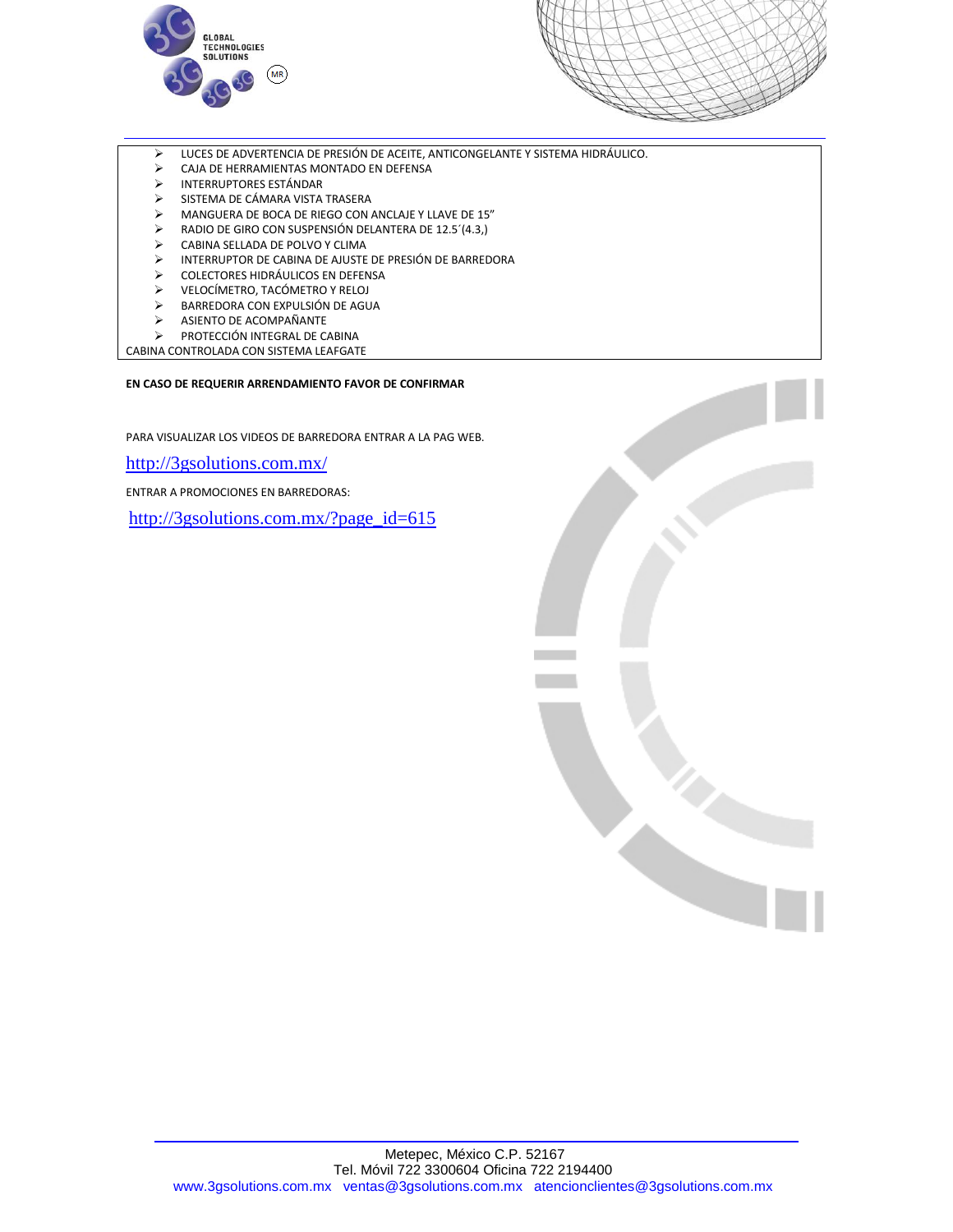- LUCES DE ADVERTENCIA DE PRESIÓN DE ACEITE, ANTICONGELANTE Y SISTEMA HIDRÁULICO.
- CAJA DE HERRAMIENTAS MONTADO EN DEFENSA
- INTERRUPTORES ESTÁNDAR
- SISTEMA DE CÁMARA VISTA TRASERA
- MANGUERA DE BOCA DE RIEGO CON ANCLAJE Y LLAVE DE 15”
- RADIO DE GIRO CON SUSPENSIÓN DELANTERA DE 12.5´(4.3,)
- CABINA SELLADA DE POLVO Y CLIMA
- INTERRUPTOR DE CABINA DE AJUSTE DE PRESIÓN DE BARREDORA
- COLECTORES HIDRÁULICOS EN DEFENSA
- VELOCÍMETRO, TACÓMETRO Y RELOJ
- BARREDORA CON EXPULSIÓN DE AGUA
- ASIENTO DE ACOMPAÑANTE
- PROTECCIÓN INTEGRAL DE CABINA

CABINA CONTROLADA CON SISTEMA LEAFGATE

**EN CASO DE REQUERIR ARRENDAMIENTO FAVOR DE CONFIRMAR**

PARA VISUALIZAR LOS VIDEOS DE BARREDORA ENTRAR A LA PAG WEB.

http://3gsolutions.com.mx/

ENTRAR A PROMOCIONES EN BARREDORAS:

http://3gsolutions.com.mx/?page_id=615

Metepec, México C.P. 52167
Tel. Móvil 722 3300604 Oficina 722 2194400
www.3gsolutions.com.mx ventas@3gsolutions.com.mx atencionclientes@3gsolutions.com.mx